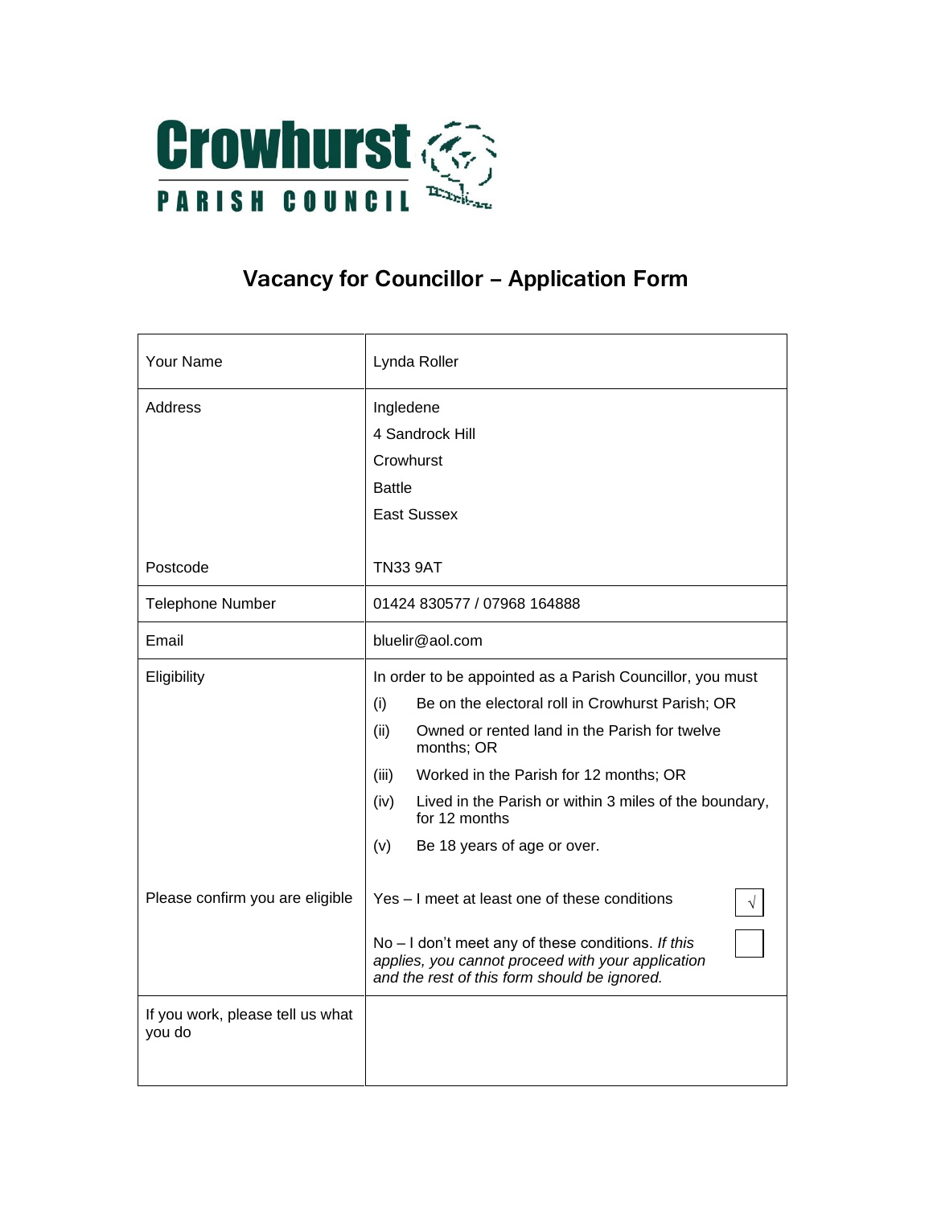# Crowhurst PARISH COUNCIL

## Vacancy for Councillor – Application Form

| | |
|---|---|
| Your Name | Lynda Roller |
| Address<br><br><br><br><br><br>Postcode | Ingledene<br>4 Sandrock Hill<br>Crowhurst<br>Battle<br>East Sussex<br><br>TN33 9AT |
| Telephone Number | 01424 830577 / 07968 164888 |
| Email | bluelir@aol.com |
| Eligibility | In order to be appointed as a Parish Councillor, you must<br>(i) Be on the electoral roll in Crowhurst Parish; OR<br>(ii) Owned or rented land in the Parish for twelve months; OR<br>(iii) Worked in the Parish for 12 months; OR<br>(iv) Lived in the Parish or within 3 miles of the boundary, for 12 months<br>(v) Be 18 years of age or over. |
| Please confirm you are eligible | Yes – I meet at least one of these conditions [√]<br><br>No – I don't meet any of these conditions. *If this applies, you cannot proceed with your application and the rest of this form should be ignored.* [ ] |
| If you work, please tell us what you do | |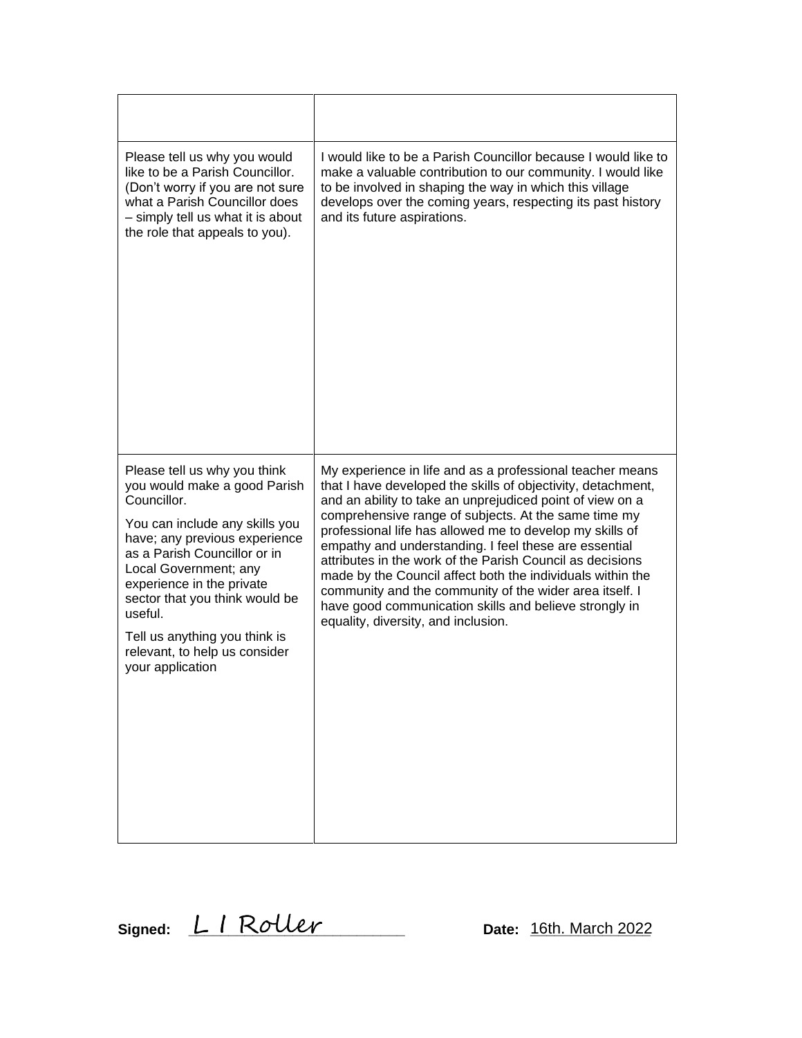| | |
|---|---|
| Please tell us why you would like to be a Parish Councillor. (Don't worry if you are not sure what a Parish Councillor does – simply tell us what it is about the role that appeals to you). | I would like to be a Parish Councillor because I would like to make a valuable contribution to our community. I would like to be involved in shaping the way in which this village develops over the coming years, respecting its past history and its future aspirations. |
| Please tell us why you think you would make a good Parish Councillor.<br><br>You can include any skills you have; any previous experience as a Parish Councillor or in Local Government; any experience in the private sector that you think would be useful.<br><br>Tell us anything you think is relevant, to help us consider your application | My experience in life and as a professional teacher means that I have developed the skills of objectivity, detachment, and an ability to take an unprejudiced point of view on a comprehensive range of subjects. At the same time my professional life has allowed me to develop my skills of empathy and understanding. I feel these are essential attributes in the work of the Parish Council as decisions made by the Council affect both the individuals within the community and the community of the wider area itself. I have good communication skills and believe strongly in equality, diversity, and inclusion. |

**Signed:** L I Roller **Date:** 16th. March 2022